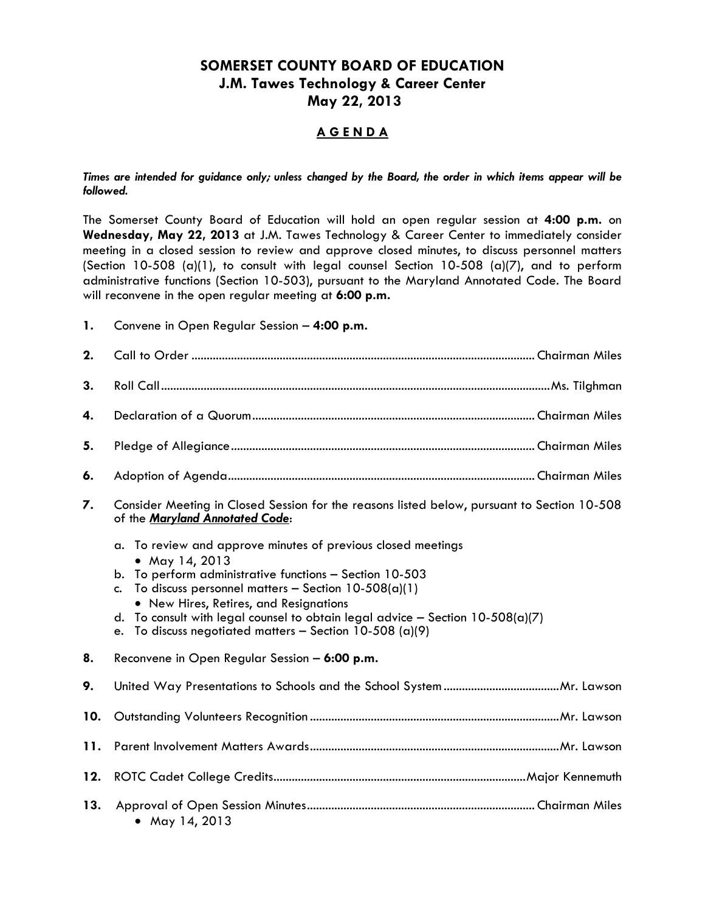# SOMERSET COUNTY BOARD OF EDUCATION
## J.M. Tawes Technology & Career Center
## May 22, 2013

### A G E N D A

***Times are intended for guidance only; unless changed by the Board, the order in which items appear will be followed.***

The Somerset County Board of Education will hold an open regular session at **4:00 p.m.** on **Wednesday, May 22, 2013** at J.M. Tawes Technology & Career Center to immediately consider meeting in a closed session to review and approve closed minutes, to discuss personnel matters (Section 10-508 (a)(1), to consult with legal counsel Section 10-508 (a)(7), and to perform administrative functions (Section 10-503), pursuant to the Maryland Annotated Code. The Board will reconvene in the open regular meeting at **6:00 p.m.**

1. Convene in Open Regular Session – **4:00 p.m.**
2. Call to Order ............................................................ Chairman Miles
3. Roll Call ............................................................ Ms. Tilghman
4. Declaration of a Quorum ............................................................ Chairman Miles
5. Pledge of Allegiance ............................................................ Chairman Miles
6. Adoption of Agenda ............................................................ Chairman Miles
7. Consider Meeting in Closed Session for the reasons listed below, pursuant to Section 10-508 of the ***Maryland Annotated Code***:
   a. To review and approve minutes of previous closed meetings
      - May 14, 2013

   b. To perform administrative functions – Section 10-503
   c. To discuss personnel matters – Section 10-508(a)(1)
      - New Hires, Retires, and Resignations

   d. To consult with legal counsel to obtain legal advice – Section 10-508(a)(7)
   e. To discuss negotiated matters – Section 10-508 (a)(9)
8. Reconvene in Open Regular Session – **6:00 p.m.**
9. United Way Presentations to Schools and the School System ............................................................ Mr. Lawson
10. Outstanding Volunteers Recognition ............................................................ Mr. Lawson
11. Parent Involvement Matters Awards ............................................................ Mr. Lawson
12. ROTC Cadet College Credits ............................................................ Major Kennemuth
13. Approval of Open Session Minutes ............................................................ Chairman Miles
    - May 14, 2013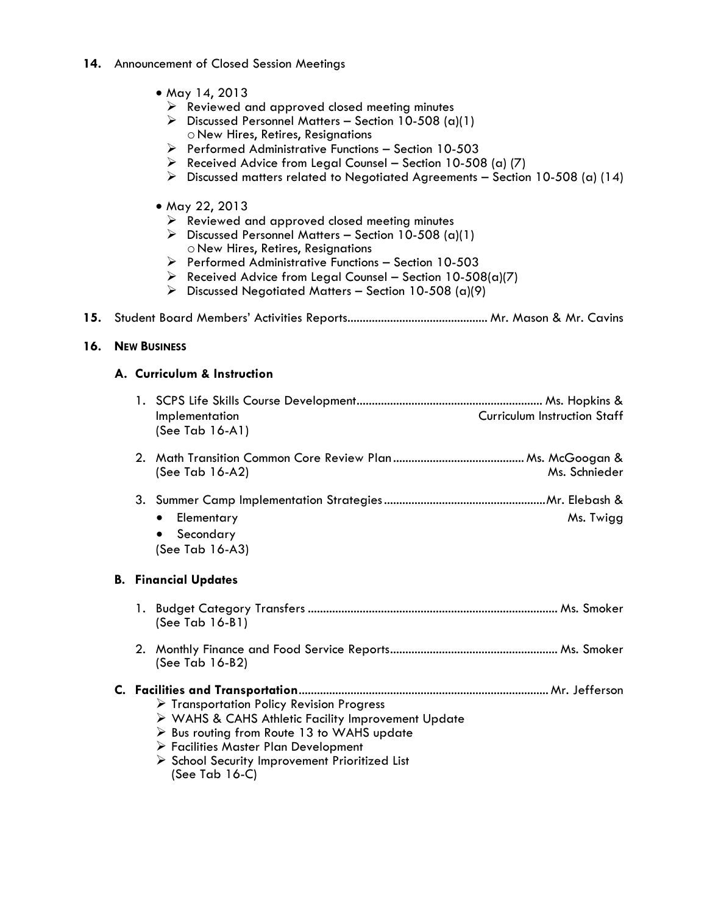**14.** Announcement of Closed Session Meetings

- May 14, 2013
  - Reviewed and approved closed meeting minutes
  - Discussed Personnel Matters – Section 10-508 (a)(1)
    - New Hires, Retires, Resignations
  - Performed Administrative Functions – Section 10-503
  - Received Advice from Legal Counsel – Section 10-508 (a) (7)
  - Discussed matters related to Negotiated Agreements – Section 10-508 (a) (14)

- May 22, 2013
  - Reviewed and approved closed meeting minutes
  - Discussed Personnel Matters – Section 10-508 (a)(1)
    - New Hires, Retires, Resignations
  - Performed Administrative Functions – Section 10-503
  - Received Advice from Legal Counsel – Section 10-508(a)(7)
  - Discussed Negotiated Matters – Section 10-508 (a)(9)

**15.** Student Board Members' Activities Reports............................................. Mr. Mason & Mr. Cavins

**16. NEW BUSINESS**

**A. Curriculum & Instruction**

1. SCPS Life Skills Course Development & Implementation............................................................ Ms. Hopkins & Curriculum Instruction Staff
   (See Tab 16-A1)

2. Math Transition Common Core Review Plan........................................... Ms. McGoogan & Ms. Schnieder
   (See Tab 16-A2)

3. Summer Camp Implementation Strategies.....................................................Mr. Elebash & Ms. Twigg
   - Elementary
   - Secondary

   (See Tab 16-A3)

**B. Financial Updates**

1. Budget Category Transfers ................................................................................. Ms. Smoker
   (See Tab 16-B1)

2. Monthly Finance and Food Service Reports...................................................... Ms. Smoker
   (See Tab 16-B2)

**C. Facilities and Transportation**................................................................................. Mr. Jefferson
- Transportation Policy Revision Progress
- WAHS & CAHS Athletic Facility Improvement Update
- Bus routing from Route 13 to WAHS update
- Facilities Master Plan Development
- School Security Improvement Prioritized List
  (See Tab 16-C)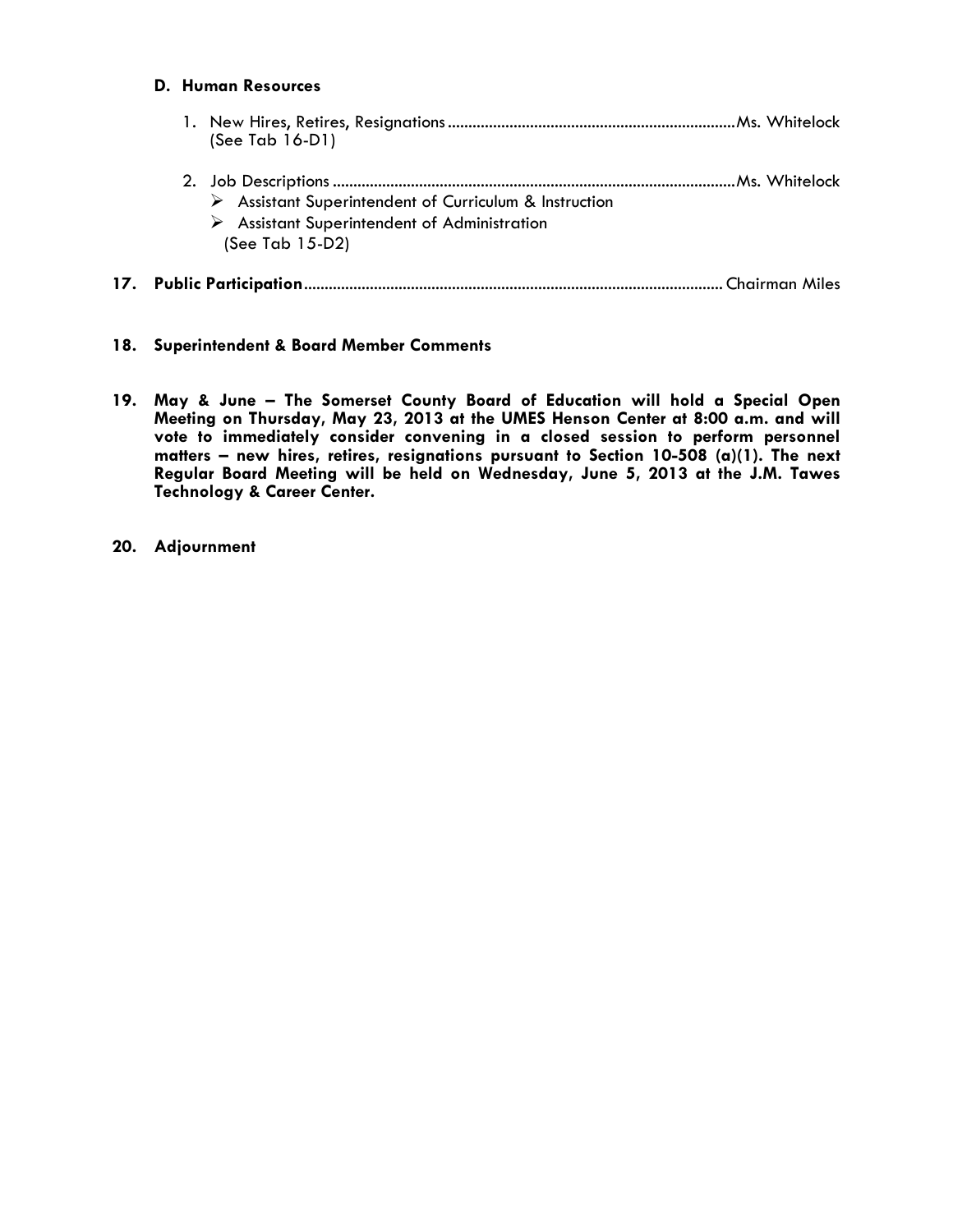**D. Human Resources**

1. New Hires, Retires, Resignations....................................................................Ms. Whitelock
   (See Tab 16-D1)

2. Job Descriptions ................................................................................................Ms. Whitelock
   - Assistant Superintendent of Curriculum & Instruction
   - Assistant Superintendent of Administration
   
   (See Tab 15-D2)

**17. Public Participation**.................................................................................................... Chairman Miles

**18. Superintendent & Board Member Comments**

**19. May & June – The Somerset County Board of Education will hold a Special Open Meeting on Thursday, May 23, 2013 at the UMES Henson Center at 8:00 a.m. and will vote to immediately consider convening in a closed session to perform personnel matters – new hires, retires, resignations pursuant to Section 10-508 (a)(1). The next Regular Board Meeting will be held on Wednesday, June 5, 2013 at the J.M. Tawes Technology & Career Center.**

**20. Adjournment**